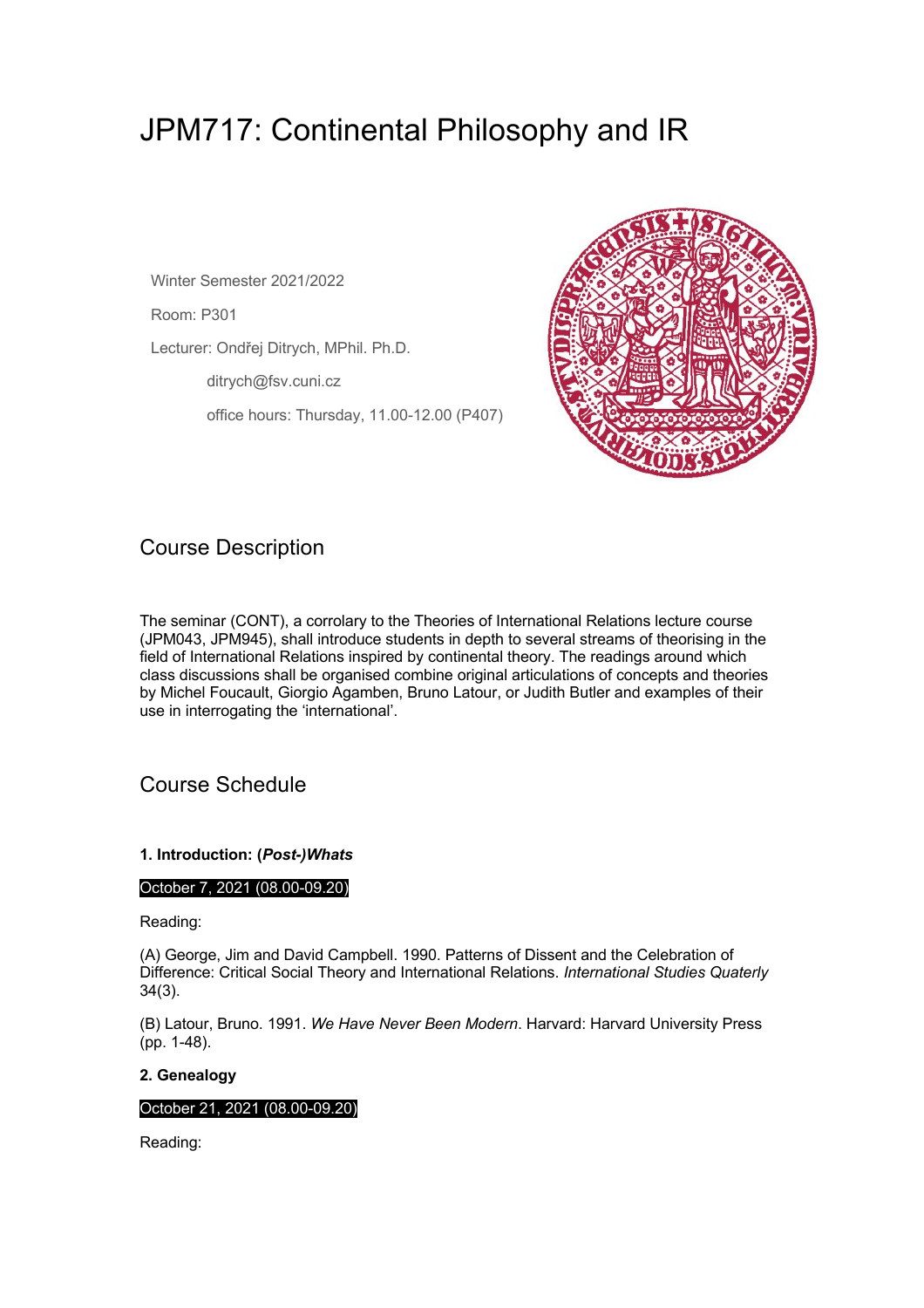# JPM717: Continental Philosophy and IR

Winter Semester 2021/2022

Room: P301

Lecturer: Ondřej Ditrych, MPhil. Ph.D.

ditrych@fsv.cuni.cz

office hours: Thursday, 11.00-12.00 (P407)

## Course Description

The seminar (CONT), a corrolary to the Theories of International Relations lecture course (JPM043, JPM945), shall introduce students in depth to several streams of theorising in the field of International Relations inspired by continental theory. The readings around which class discussions shall be organised combine original articulations of concepts and theories by Michel Foucault, Giorgio Agamben, Bruno Latour, or Judith Butler and examples of their use in interrogating the 'international'.

## Course Schedule

**1. Introduction: (*Post-)Whats***

October 7, 2021 (08.00-09.20)

Reading:

(A) George, Jim and David Campbell. 1990. Patterns of Dissent and the Celebration of Difference: Critical Social Theory and International Relations. *International Studies Quaterly* 34(3).

(B) Latour, Bruno. 1991. *We Have Never Been Modern*. Harvard: Harvard University Press (pp. 1-48).

**2. Genealogy**

October 21, 2021 (08.00-09.20)

Reading: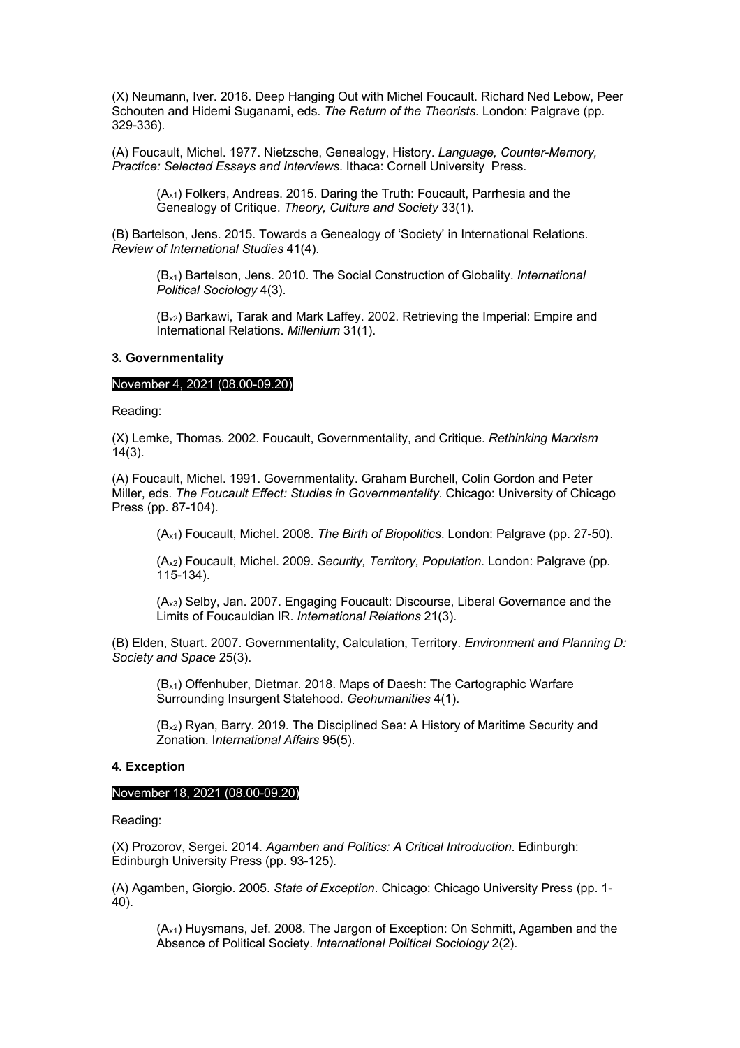(X) Neumann, Iver. 2016. Deep Hanging Out with Michel Foucault. Richard Ned Lebow, Peer Schouten and Hidemi Suganami, eds. *The Return of the Theorists*. London: Palgrave (pp. 329-336).

(A) Foucault, Michel. 1977. Nietzsche, Genealogy, History. *Language, Counter-Memory, Practice: Selected Essays and Interviews*. Ithaca: Cornell University Press.

> ($A_{x1}$) Folkers, Andreas. 2015. Daring the Truth: Foucault, Parrhesia and the Genealogy of Critique. *Theory, Culture and Society* 33(1).

(B) Bartelson, Jens. 2015. Towards a Genealogy of 'Society' in International Relations. *Review of International Studies* 41(4).

> ($B_{x1}$) Bartelson, Jens. 2010. The Social Construction of Globality. *International Political Sociology* 4(3).
>
> ($B_{x2}$) Barkawi, Tarak and Mark Laffey. 2002. Retrieving the Imperial: Empire and International Relations. *Millenium* 31(1).

**3. Governmentality**

November 4, 2021 (08.00-09.20)

Reading:

(X) Lemke, Thomas. 2002. Foucault, Governmentality, and Critique. *Rethinking Marxism* 14(3).

(A) Foucault, Michel. 1991. Governmentality. Graham Burchell, Colin Gordon and Peter Miller, eds. *The Foucault Effect: Studies in Governmentality*. Chicago: University of Chicago Press (pp. 87-104).

> ($A_{x1}$) Foucault, Michel. 2008. *The Birth of Biopolitics*. London: Palgrave (pp. 27-50).
>
> ($A_{x2}$) Foucault, Michel. 2009. *Security, Territory, Population*. London: Palgrave (pp. 115-134).
>
> ($A_{x3}$) Selby, Jan. 2007. Engaging Foucault: Discourse, Liberal Governance and the Limits of Foucauldian IR. *International Relations* 21(3).

(B) Elden, Stuart. 2007. Governmentality, Calculation, Territory. *Environment and Planning D: Society and Space* 25(3).

> ($B_{x1}$) Offenhuber, Dietmar. 2018. Maps of Daesh: The Cartographic Warfare Surrounding Insurgent Statehood. *Geohumanities* 4(1).
>
> ($B_{x2}$) Ryan, Barry. 2019. The Disciplined Sea: A History of Maritime Security and Zonation. I*nternational Affairs* 95(5).

**4. Exception**

November 18, 2021 (08.00-09.20)

Reading:

(X) Prozorov, Sergei. 2014. *Agamben and Politics: A Critical Introduction*. Edinburgh: Edinburgh University Press (pp. 93-125).

(A) Agamben, Giorgio. 2005. *State of Exception*. Chicago: Chicago University Press (pp. 1-40).

> ($A_{x1}$) Huysmans, Jef. 2008. The Jargon of Exception: On Schmitt, Agamben and the Absence of Political Society. *International Political Sociology* 2(2).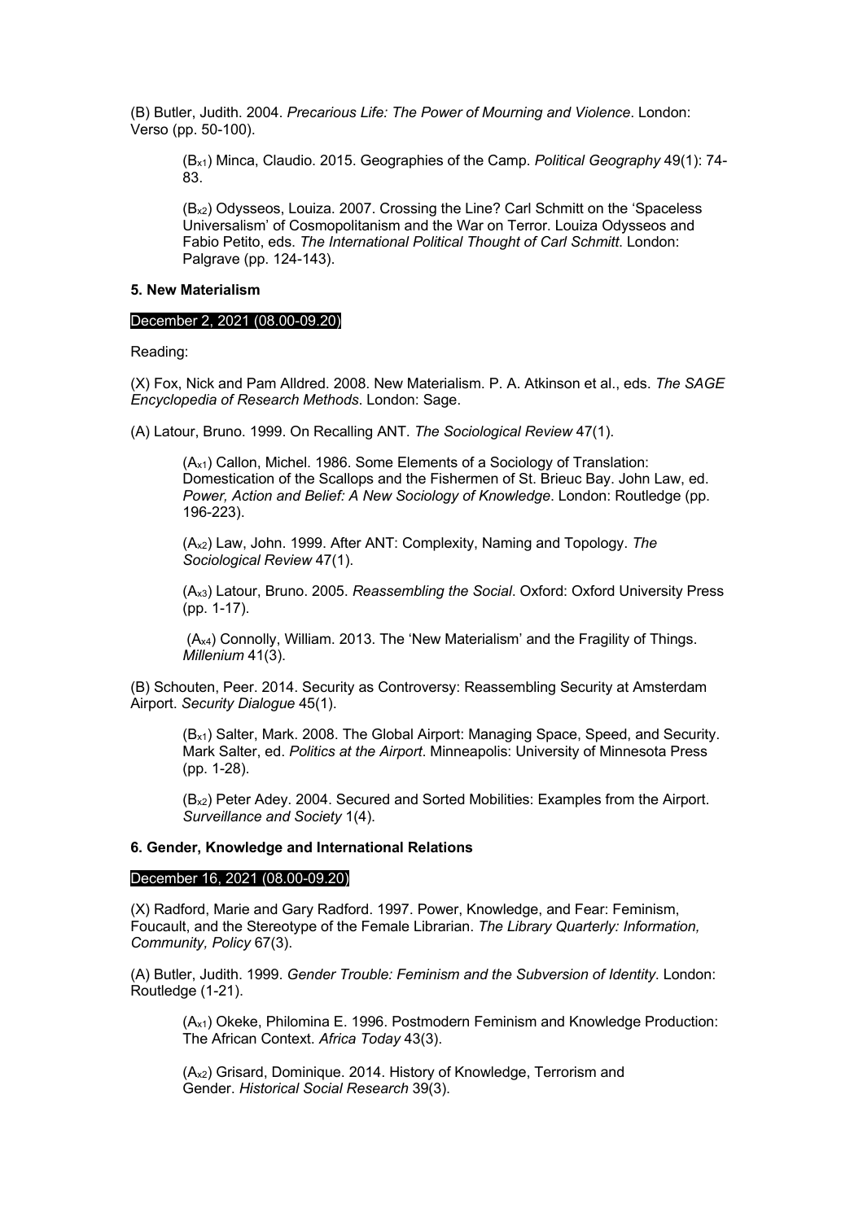(B) Butler, Judith. 2004. *Precarious Life: The Power of Mourning and Violence*. London: Verso (pp. 50-100).

> ($B_{x1}$) Minca, Claudio. 2015. Geographies of the Camp. *Political Geography* 49(1): 74-83.
>
> ($B_{x2}$) Odysseos, Louiza. 2007. Crossing the Line? Carl Schmitt on the 'Spaceless Universalism' of Cosmopolitanism and the War on Terror. Louiza Odysseos and Fabio Petito, eds. *The International Political Thought of Carl Schmitt*. London: Palgrave (pp. 124-143).

**5. New Materialism**

December 2, 2021 (08.00-09.20)

Reading:

(X) Fox, Nick and Pam Alldred. 2008. New Materialism. P. A. Atkinson et al., eds. *The SAGE Encyclopedia of Research Methods*. London: Sage.

(A) Latour, Bruno. 1999. On Recalling ANT. *The Sociological Review* 47(1).

> ($A_{x1}$) Callon, Michel. 1986. Some Elements of a Sociology of Translation: Domestication of the Scallops and the Fishermen of St. Brieuc Bay. John Law, ed. *Power, Action and Belief: A New Sociology of Knowledge*. London: Routledge (pp. 196-223).
>
> ($A_{x2}$) Law, John. 1999. After ANT: Complexity, Naming and Topology. *The Sociological Review* 47(1).
>
> ($A_{x3}$) Latour, Bruno. 2005. *Reassembling the Social*. Oxford: Oxford University Press (pp. 1-17).
>
> ($A_{x4}$) Connolly, William. 2013. The 'New Materialism' and the Fragility of Things. *Millenium* 41(3).

(B) Schouten, Peer. 2014. Security as Controversy: Reassembling Security at Amsterdam Airport. *Security Dialogue* 45(1).

> ($B_{x1}$) Salter, Mark. 2008. The Global Airport: Managing Space, Speed, and Security. Mark Salter, ed. *Politics at the Airport*. Minneapolis: University of Minnesota Press (pp. 1-28).
>
> ($B_{x2}$) Peter Adey. 2004. Secured and Sorted Mobilities: Examples from the Airport. *Surveillance and Society* 1(4).

**6. Gender, Knowledge and International Relations**

December 16, 2021 (08.00-09.20)

(X) Radford, Marie and Gary Radford. 1997. Power, Knowledge, and Fear: Feminism, Foucault, and the Stereotype of the Female Librarian. *The Library Quarterly: Information, Community, Policy* 67(3).

(A) Butler, Judith. 1999. *Gender Trouble: Feminism and the Subversion of Identity*. London: Routledge (1-21).

> ($A_{x1}$) Okeke, Philomina E. 1996. Postmodern Feminism and Knowledge Production: The African Context. *Africa Today* 43(3).
>
> ($A_{x2}$) Grisard, Dominique. 2014. History of Knowledge, Terrorism and Gender. *Historical Social Research* 39(3).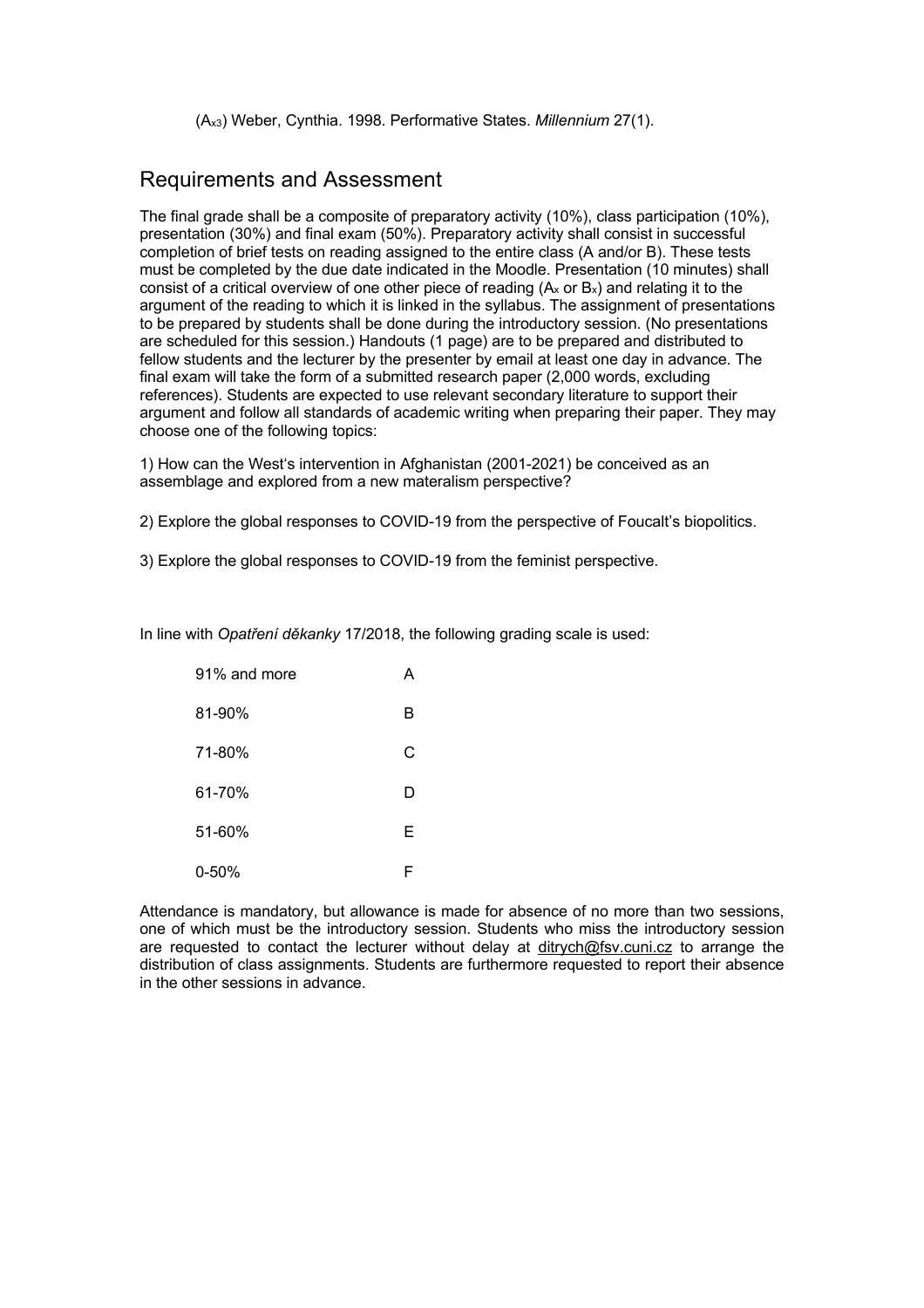($A_{x3}$) Weber, Cynthia. 1998. Performative States. *Millennium* 27(1).

## Requirements and Assessment

The final grade shall be a composite of preparatory activity (10%), class participation (10%), presentation (30%) and final exam (50%). Preparatory activity shall consist in successful completion of brief tests on reading assigned to the entire class (A and/or B). These tests must be completed by the due date indicated in the Moodle. Presentation (10 minutes) shall consist of a critical overview of one other piece of reading ($A_x$ or $B_x$) and relating it to the argument of the reading to which it is linked in the syllabus. The assignment of presentations to be prepared by students shall be done during the introductory session. (No presentations are scheduled for this session.) Handouts (1 page) are to be prepared and distributed to fellow students and the lecturer by the presenter by email at least one day in advance. The final exam will take the form of a submitted research paper (2,000 words, excluding references). Students are expected to use relevant secondary literature to support their argument and follow all standards of academic writing when preparing their paper. They may choose one of the following topics:

1) How can the West's intervention in Afghanistan (2001-2021) be conceived as an assemblage and explored from a new materalism perspective?

2) Explore the global responses to COVID-19 from the perspective of Foucalt's biopolitics.

3) Explore the global responses to COVID-19 from the feminist perspective.

In line with *Opatření děkanky* 17/2018, the following grading scale is used:

| | |
|---|---|
| 91% and more | A |
| 81-90% | B |
| 71-80% | C |
| 61-70% | D |
| 51-60% | E |
| 0-50% | F |

Attendance is mandatory, but allowance is made for absence of no more than two sessions, one of which must be the introductory session. Students who miss the introductory session are requested to contact the lecturer without delay at ditrych@fsv.cuni.cz to arrange the distribution of class assignments. Students are furthermore requested to report their absence in the other sessions in advance.